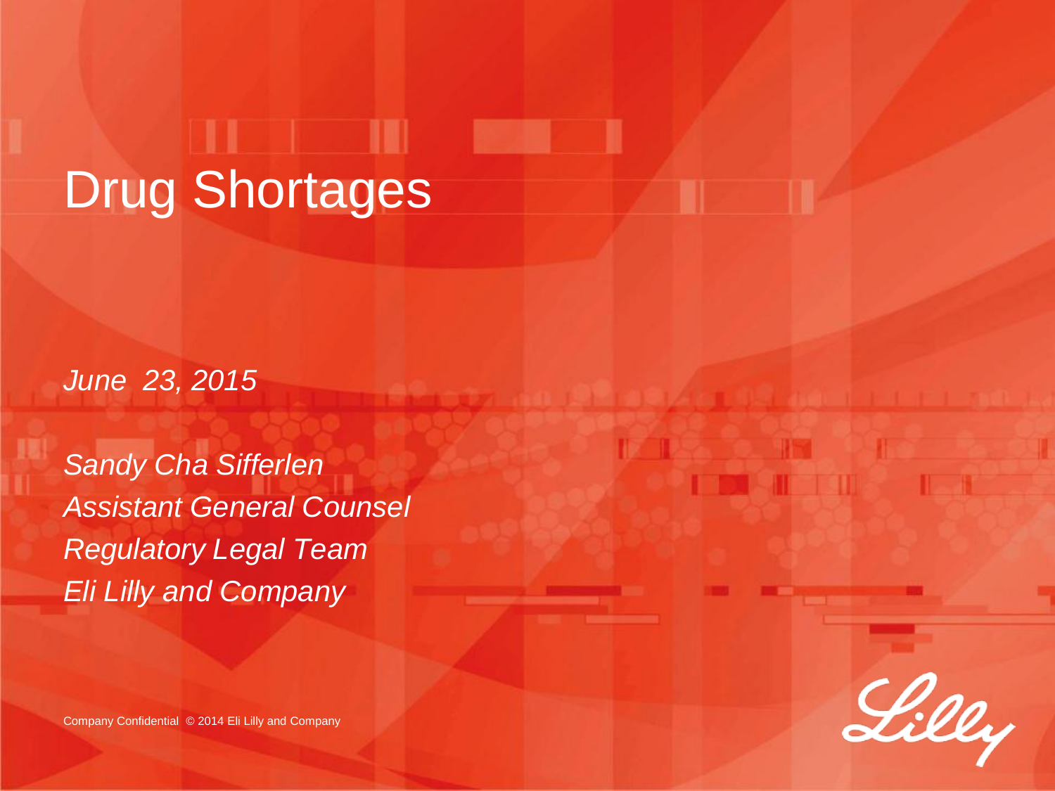# Drug Shortages

*June 23, 2015*

*Sandy Cha Sifferlen*
*Assistant General Counsel*
*Regulatory Legal Team*
*Eli Lilly and Company*

Company Confidential © 2014 Eli Lilly and Company

Lilly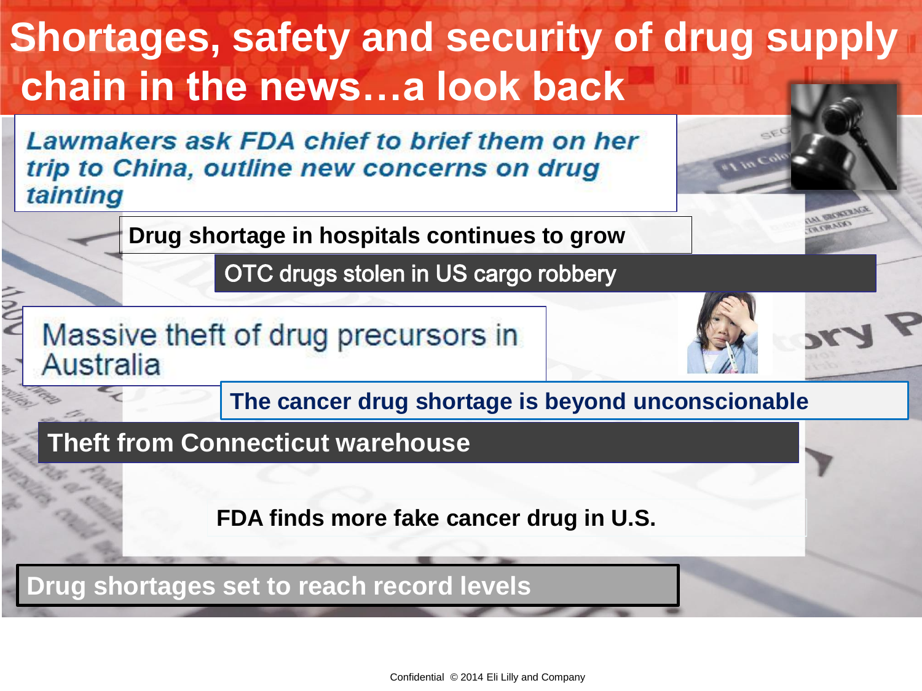# Shortages, safety and security of drug supply chain in the news…a look back

*Lawmakers ask FDA chief to brief them on her trip to China, outline new concerns on drug tainting*

**Drug shortage in hospitals continues to grow**

OTC drugs stolen in US cargo robbery

Massive theft of drug precursors in Australia

**The cancer drug shortage is beyond unconscionable**

**Theft from Connecticut warehouse**

**FDA finds more fake cancer drug in U.S.**

**Drug shortages set to reach record levels**

Confidential © 2014 Eli Lilly and Company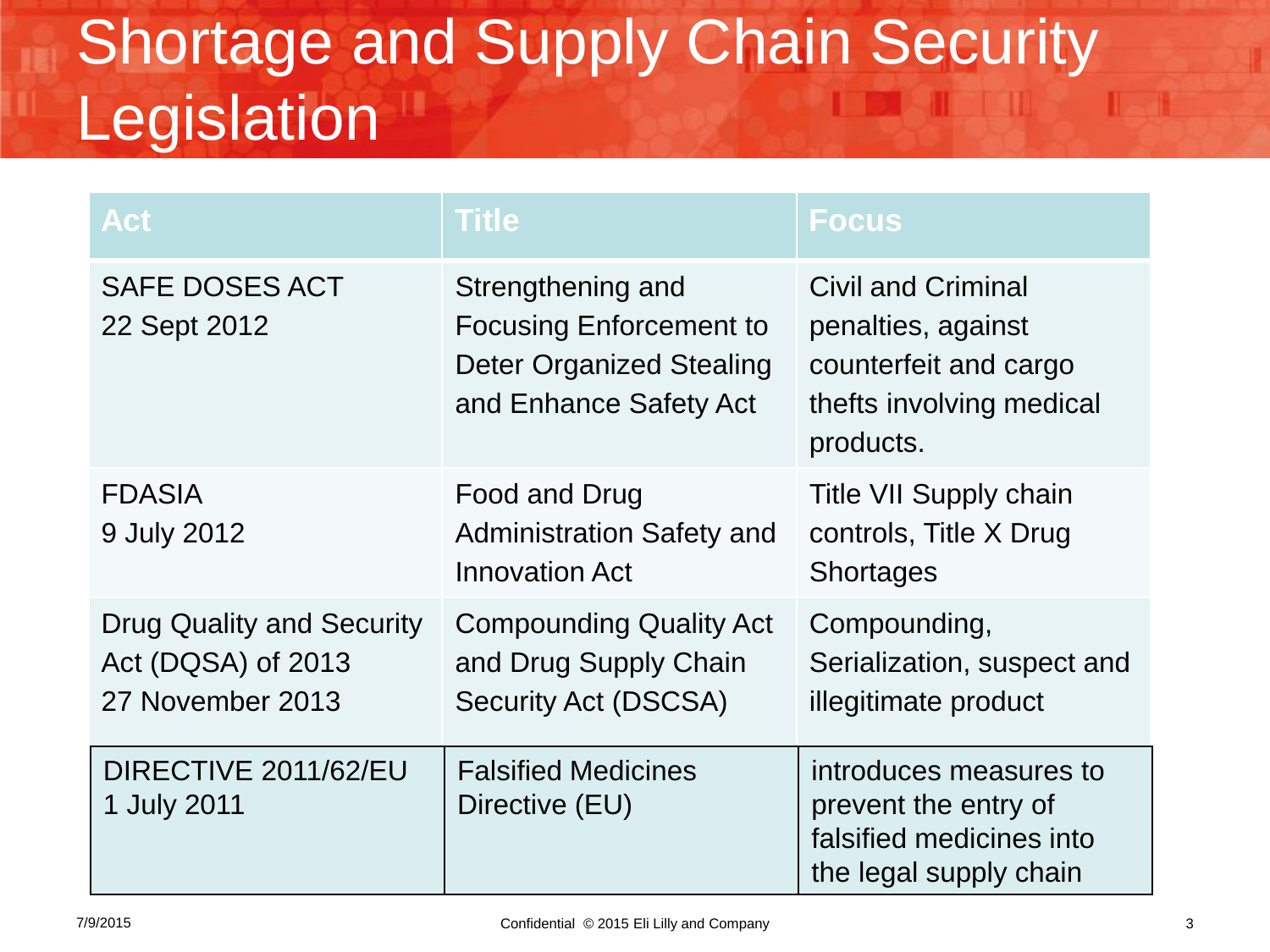# Shortage and Supply Chain Security Legislation

| Act | Title | Focus |
| --- | --- | --- |
| SAFE DOSES ACT<br>22 Sept 2012 | Strengthening and Focusing Enforcement to Deter Organized Stealing and Enhance Safety Act | Civil and Criminal penalties, against counterfeit and cargo thefts involving medical products. |
| FDASIA<br>9 July 2012 | Food and Drug Administration Safety and Innovation Act | Title VII Supply chain controls, Title X Drug Shortages |
| Drug Quality and Security Act (DQSA) of 2013<br>27 November 2013 | Compounding Quality Act and Drug Supply Chain Security Act (DSCSA) | Compounding, Serialization, suspect and illegitimate product |
| DIRECTIVE 2011/62/EU<br>1 July 2011 | Falsified Medicines Directive (EU) | introduces measures to prevent the entry of falsified medicines into the legal supply chain |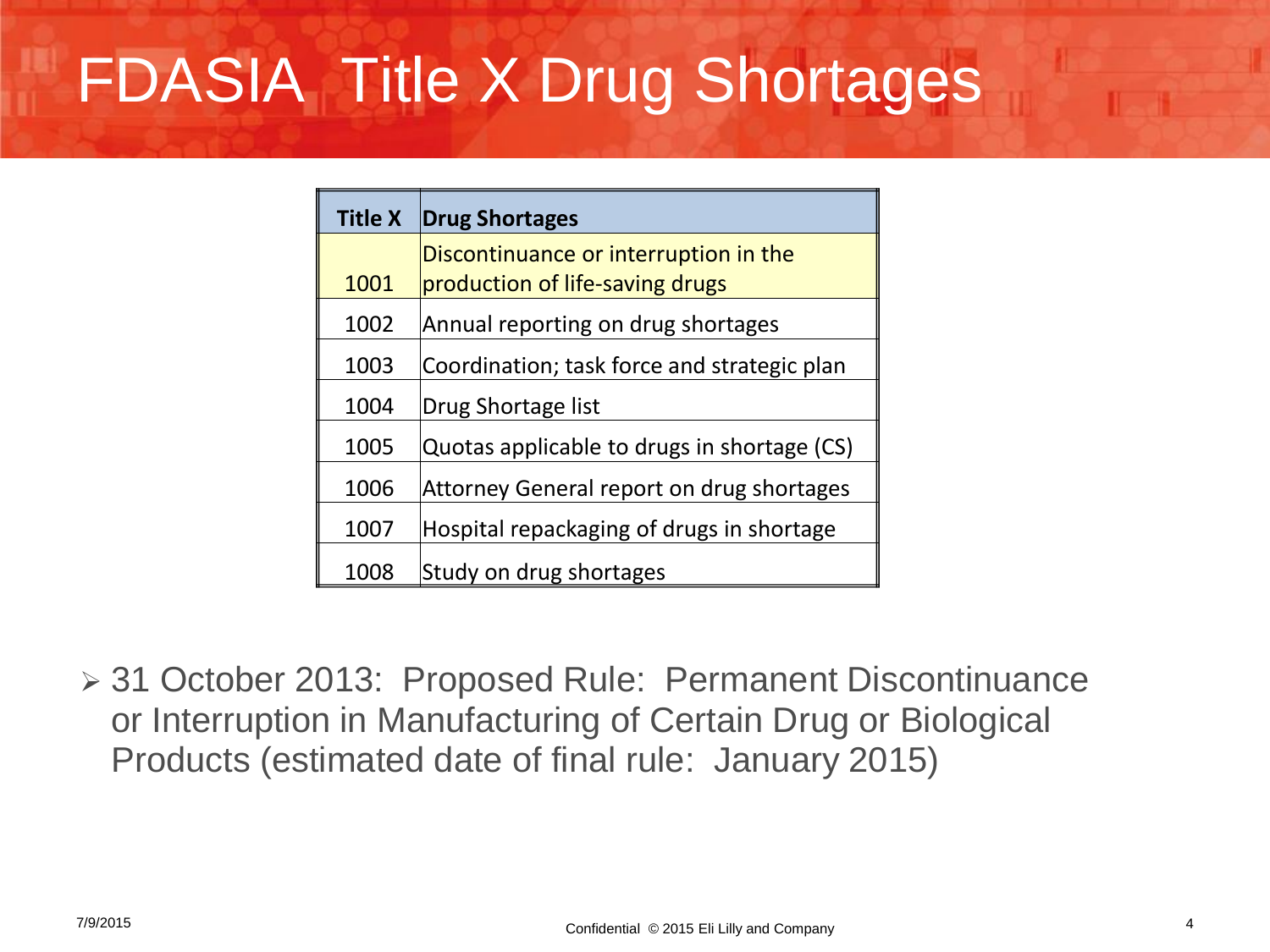# FDASIA Title X Drug Shortages

| Title X | Drug Shortages |
|---|---|
| 1001 | Discontinuance or interruption in the production of life-saving drugs |
| 1002 | Annual reporting on drug shortages |
| 1003 | Coordination; task force and strategic plan |
| 1004 | Drug Shortage list |
| 1005 | Quotas applicable to drugs in shortage (CS) |
| 1006 | Attorney General report on drug shortages |
| 1007 | Hospital repackaging of drugs in shortage |
| 1008 | Study on drug shortages |

- 31 October 2013: Proposed Rule: Permanent Discontinuance or Interruption in Manufacturing of Certain Drug or Biological Products (estimated date of final rule: January 2015)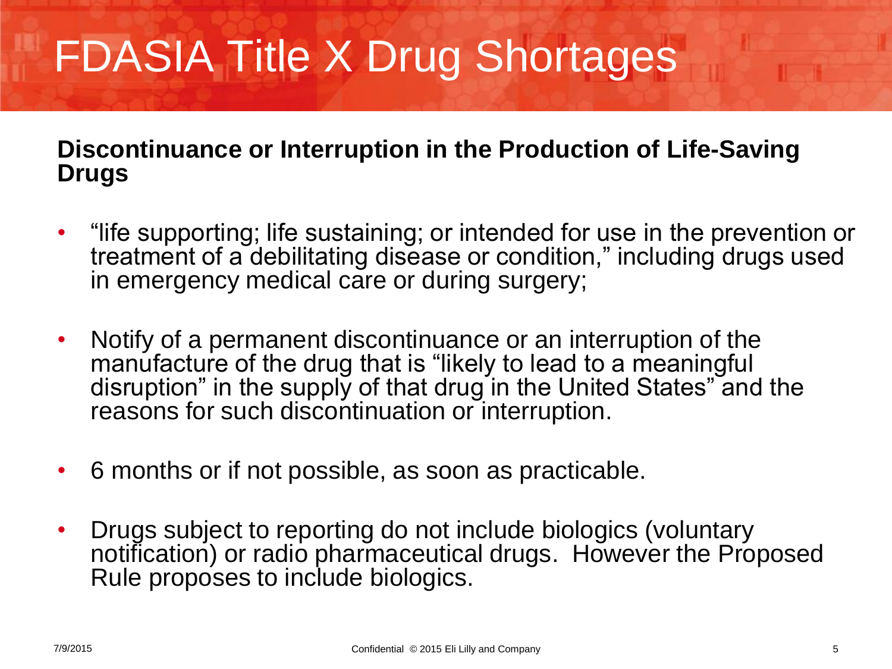# FDASIA Title X Drug Shortages

**Discontinuance or Interruption in the Production of Life-Saving Drugs**

- “life supporting; life sustaining; or intended for use in the prevention or treatment of a debilitating disease or condition,” including drugs used in emergency medical care or during surgery;
- Notify of a permanent discontinuance or an interruption of the manufacture of the drug that is “likely to lead to a meaningful disruption” in the supply of that drug in the United States” and the reasons for such discontinuation or interruption.
- 6 months or if not possible, as soon as practicable.
- Drugs subject to reporting do not include biologics (voluntary notification) or radio pharmaceutical drugs. However the Proposed Rule proposes to include biologics.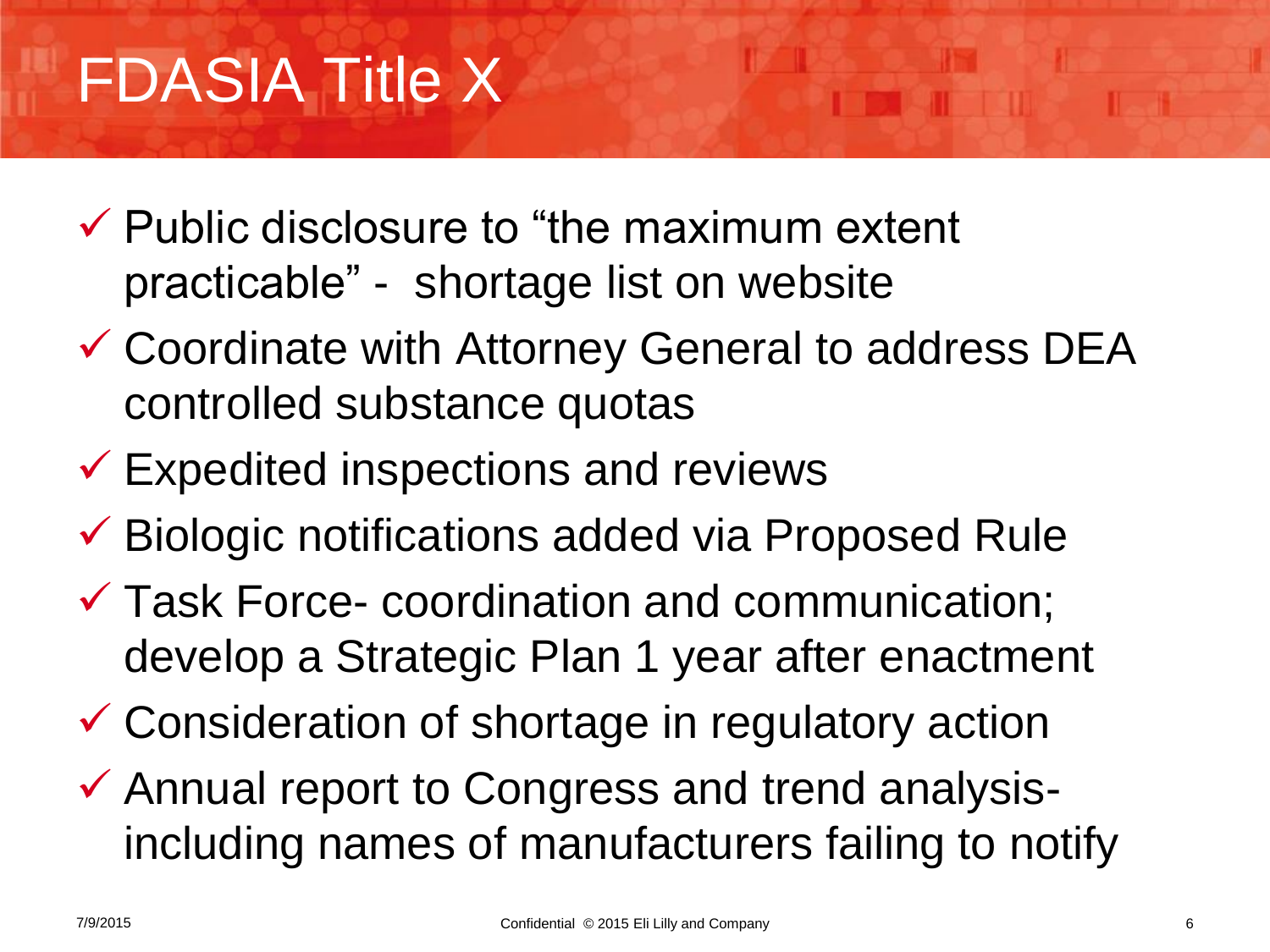# FDASIA Title X

- ✓ Public disclosure to "the maximum extent practicable" - shortage list on website
- ✓ Coordinate with Attorney General to address DEA controlled substance quotas
- ✓ Expedited inspections and reviews
- ✓ Biologic notifications added via Proposed Rule
- ✓ Task Force- coordination and communication; develop a Strategic Plan 1 year after enactment
- ✓ Consideration of shortage in regulatory action
- ✓ Annual report to Congress and trend analysis- including names of manufacturers failing to notify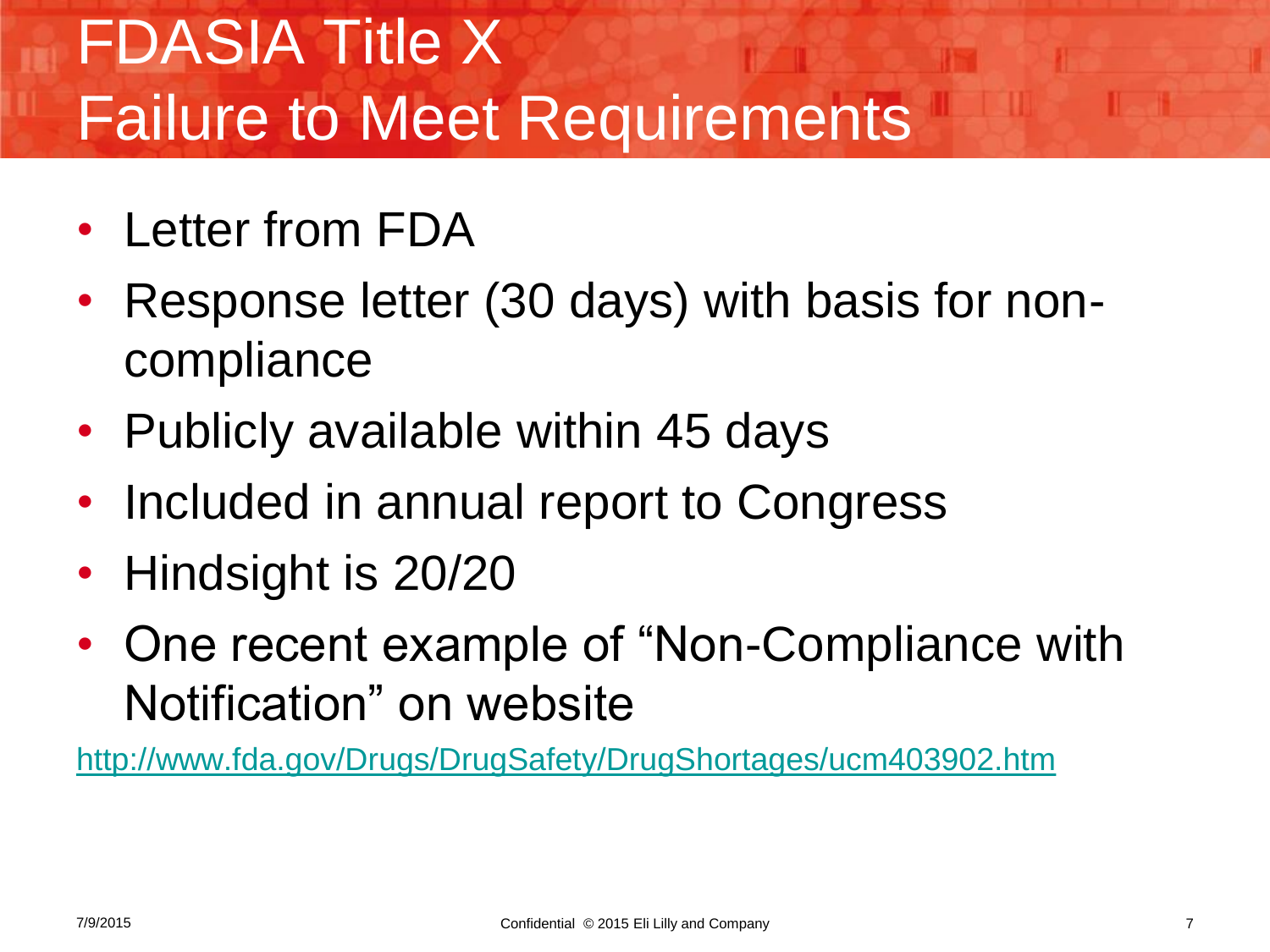# FDASIA Title X
# Failure to Meet Requirements

- Letter from FDA
- Response letter (30 days) with basis for non-compliance
- Publicly available within 45 days
- Included in annual report to Congress
- Hindsight is 20/20
- One recent example of "Non-Compliance with Notification" on website

http://www.fda.gov/Drugs/DrugSafety/DrugShortages/ucm403902.htm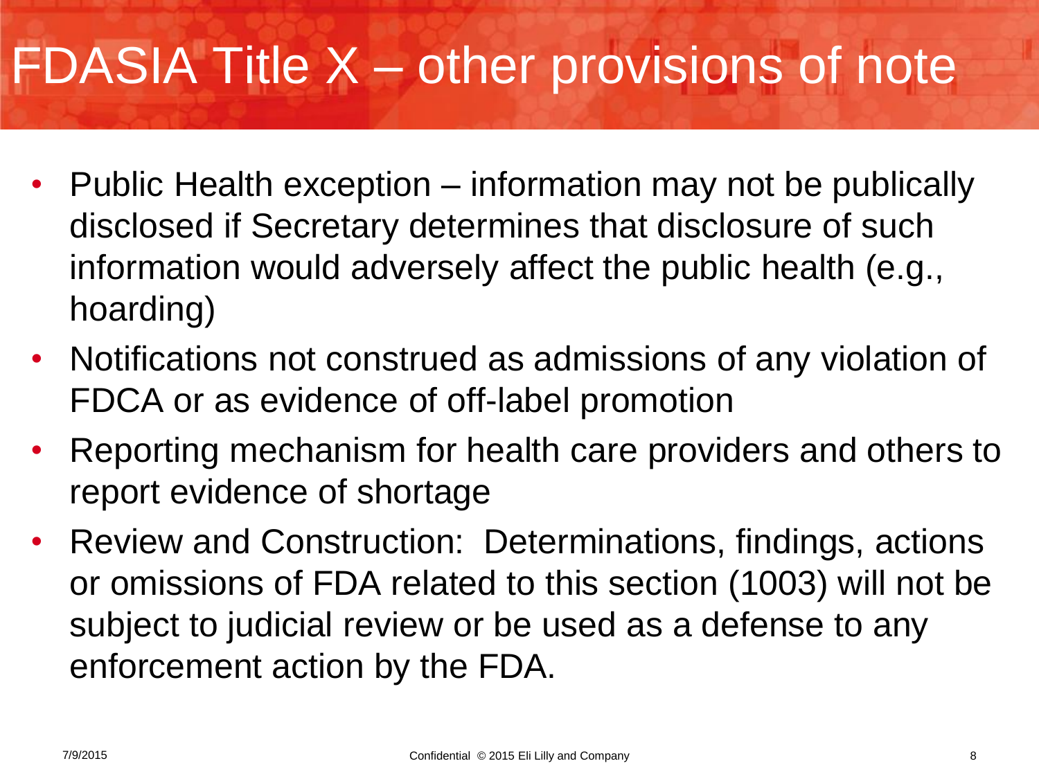# FDASIA Title X – other provisions of note

- Public Health exception – information may not be publically disclosed if Secretary determines that disclosure of such information would adversely affect the public health (e.g., hoarding)
- Notifications not construed as admissions of any violation of FDCA or as evidence of off-label promotion
- Reporting mechanism for health care providers and others to report evidence of shortage
- Review and Construction: Determinations, findings, actions or omissions of FDA related to this section (1003) will not be subject to judicial review or be used as a defense to any enforcement action by the FDA.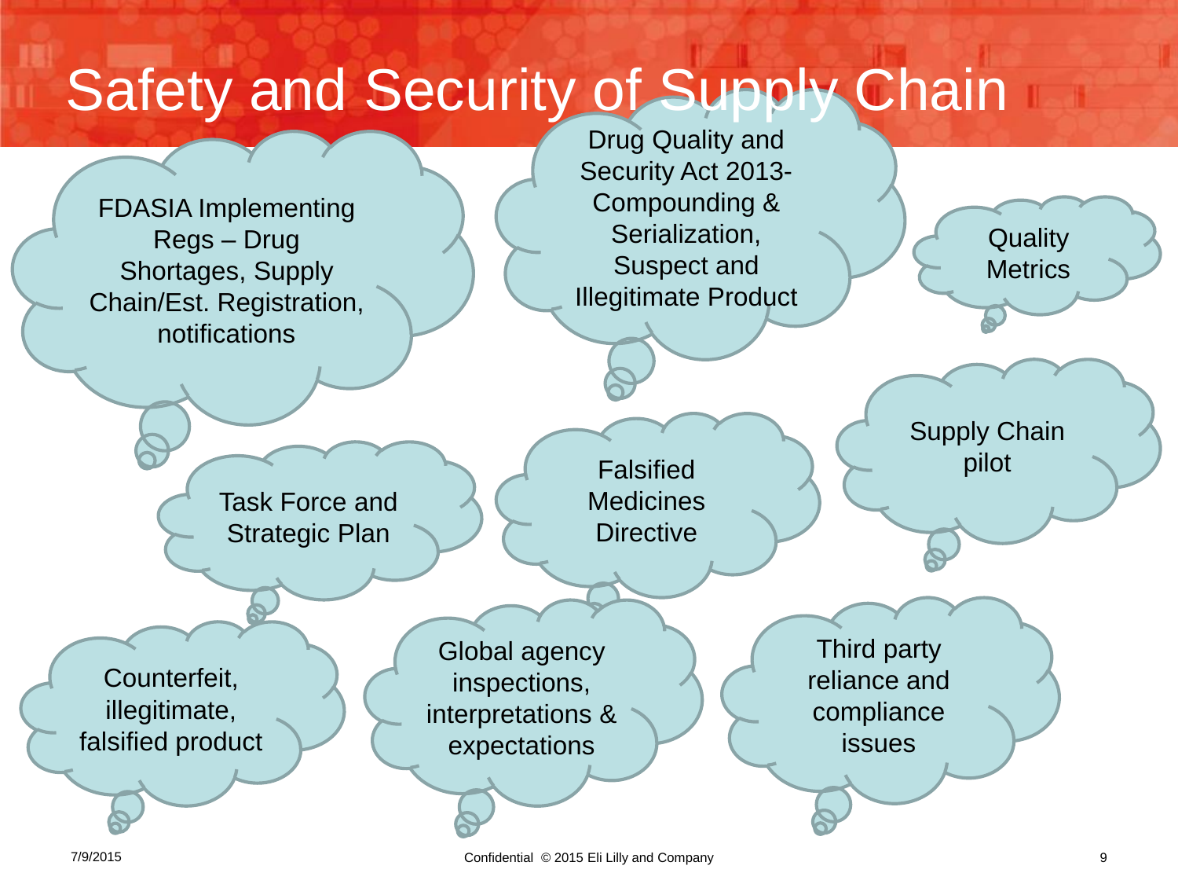# Safety and Security of Supply Chain

- FDASIA Implementing Regs – Drug Shortages, Supply Chain/Est. Registration, notifications
- Drug Quality and Security Act 2013- Compounding & Serialization, Suspect and Illegitimate Product
- Quality Metrics
- Task Force and Strategic Plan
- Falsified Medicines Directive
- Supply Chain pilot
- Counterfeit, illegitimate, falsified product
- Global agency inspections, interpretations & expectations
- Third party reliance and compliance issues

7/9/2015

Confidential © 2015 Eli Lilly and Company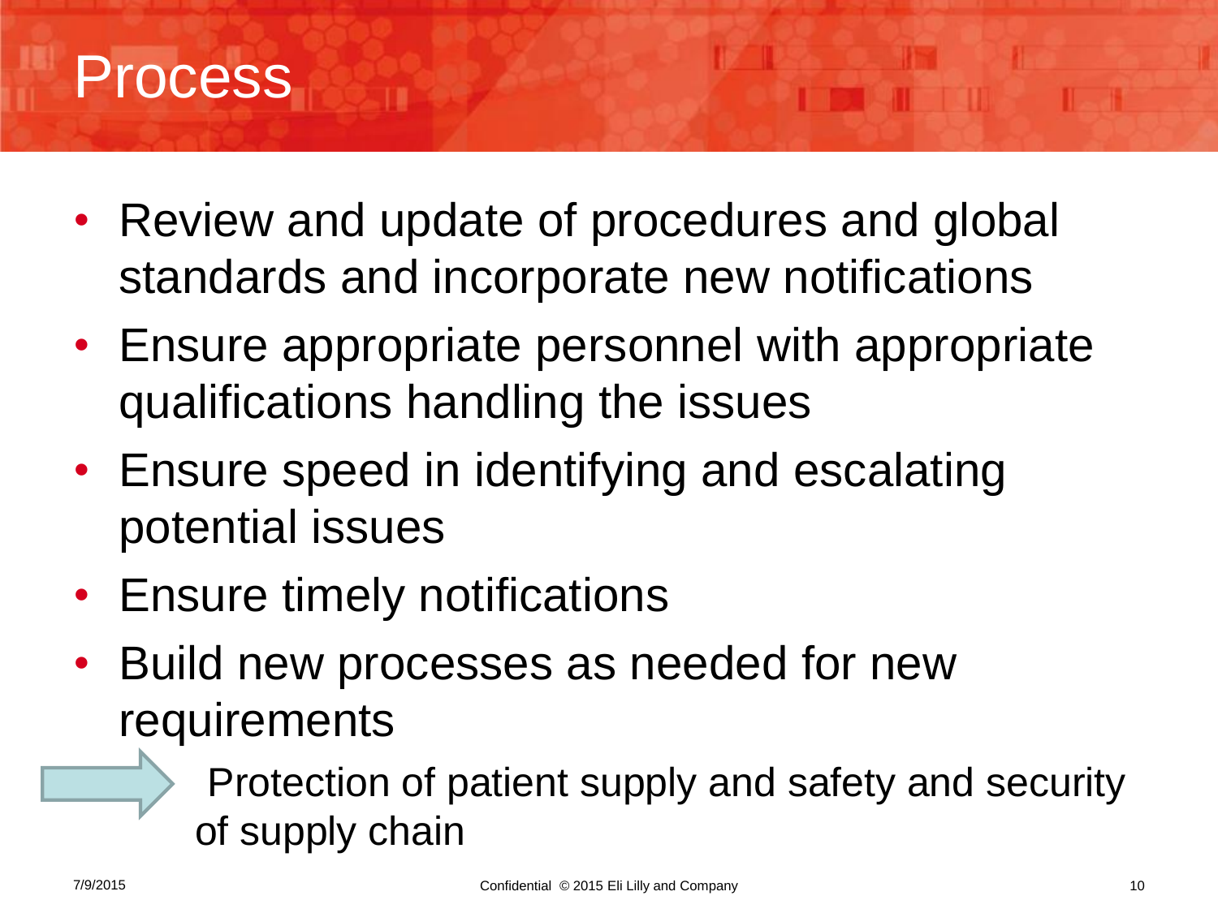# Process

- Review and update of procedures and global standards and incorporate new notifications
- Ensure appropriate personnel with appropriate qualifications handling the issues
- Ensure speed in identifying and escalating potential issues
- Ensure timely notifications
- Build new processes as needed for new requirements

→ Protection of patient supply and safety and security of supply chain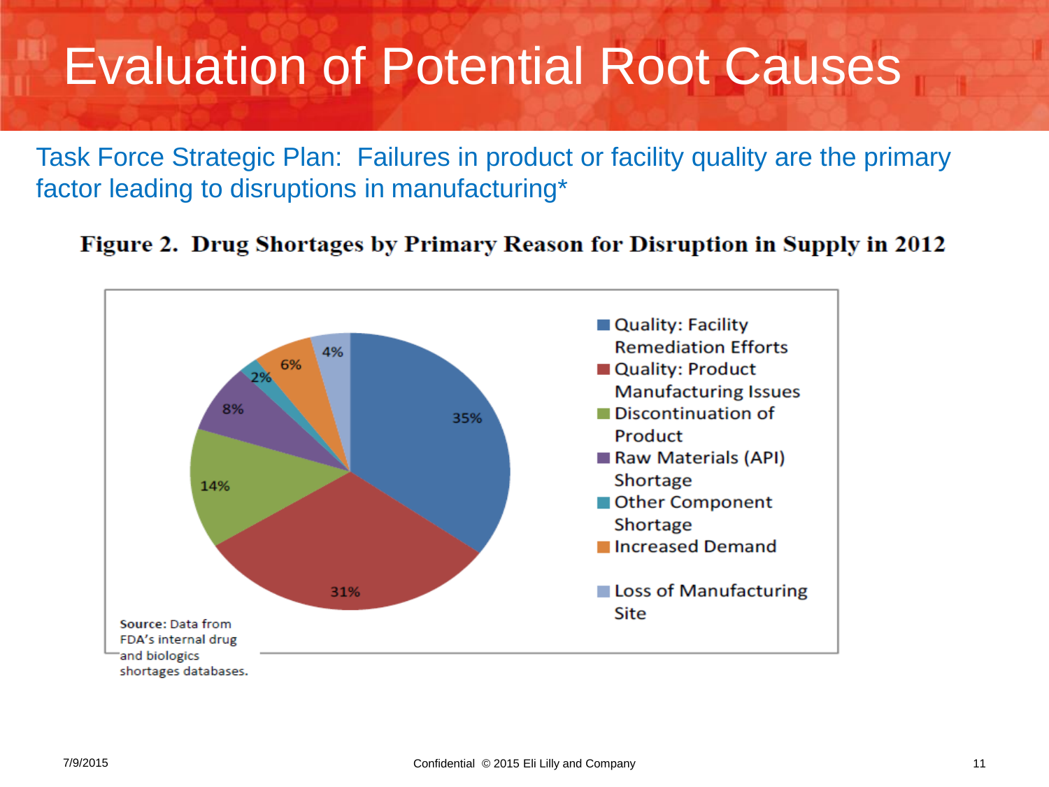# Evaluation of Potential Root Causes

Task Force Strategic Plan: Failures in product or facility quality are the primary factor leading to disruptions in manufacturing*

**Figure 2. Drug Shortages by Primary Reason for Disruption in Supply in 2012**

| Primary Reason for Disruption | Percentage |
| --- | --- |
| Quality: Facility Remediation Efforts | 35% |
| Quality: Product Manufacturing Issues | 31% |
| Discontinuation of Product | 14% |
| Raw Materials (API) Shortage | 8% |
| Other Component Shortage | 2% |
| Increased Demand | 6% |
| Loss of Manufacturing Site | 4% |

**Source:** Data from FDA's internal drug and biologics shortages databases.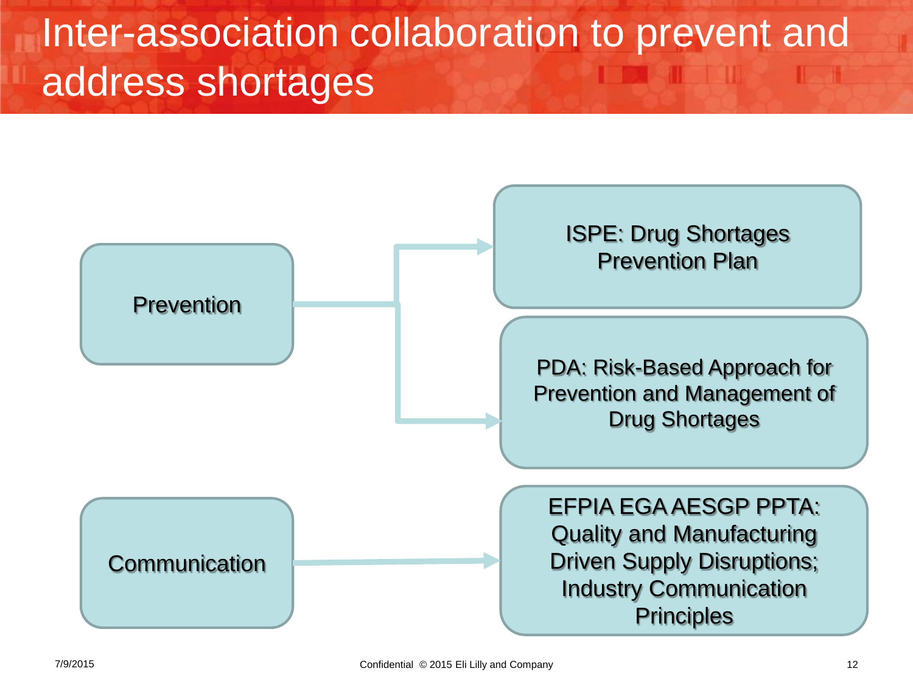# Inter-association collaboration to prevent and address shortages

- **Prevention**
  - ISPE: Drug Shortages Prevention Plan
  - PDA: Risk-Based Approach for Prevention and Management of Drug Shortages
- **Communication**
  - EFPIA EGA AESGP PPTA: Quality and Manufacturing Driven Supply Disruptions; Industry Communication Principles

7/9/2015

Confidential © 2015 Eli Lilly and Company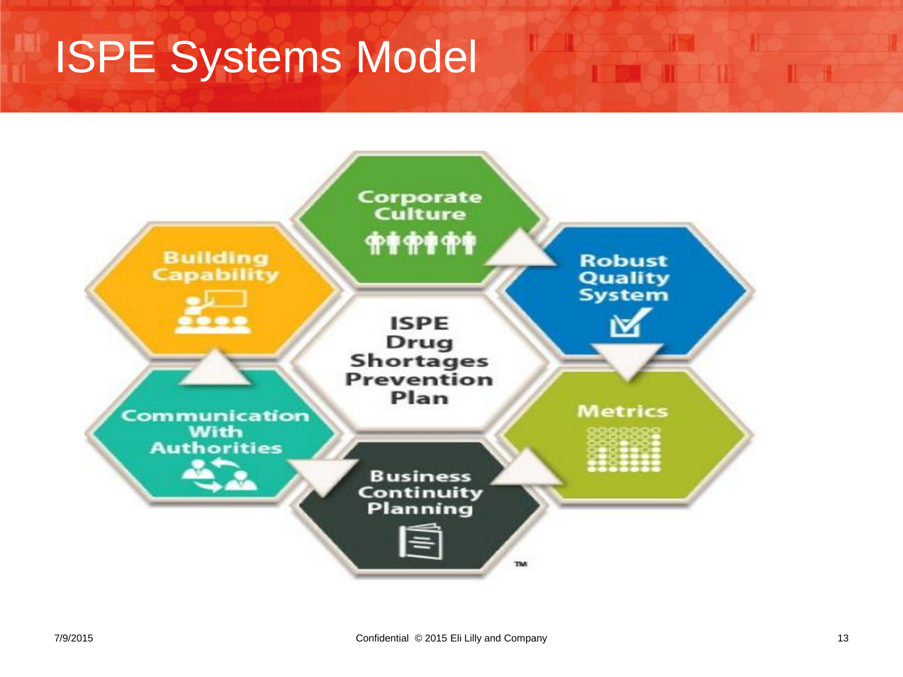# ISPE Systems Model

- ISPE Drug Shortages Prevention Plan
- Corporate Culture
- Robust Quality System
- Metrics
- Business Continuity Planning
- Communication With Authorities
- Building Capability

TM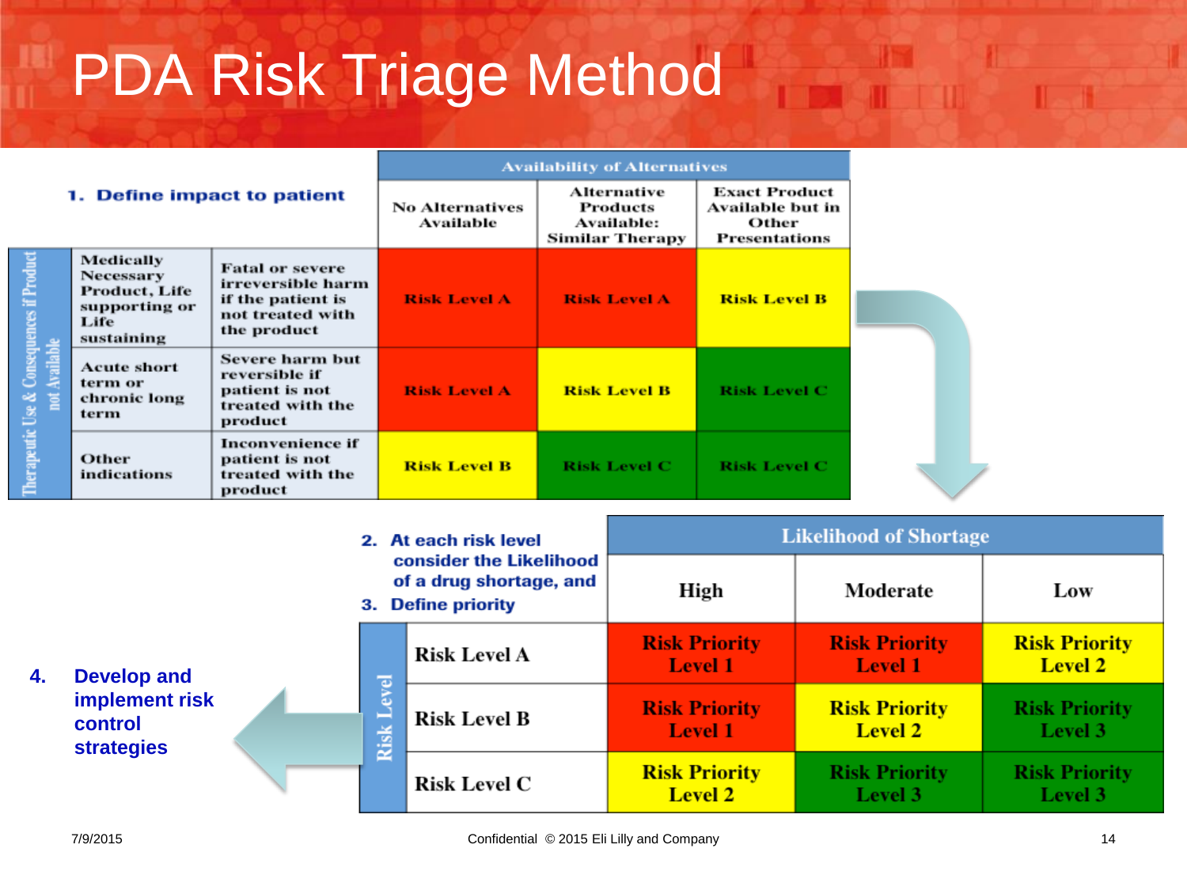# PDA Risk Triage Method

**1. Define impact to patient**

| Therapeutic Use & Consequences if Product not Available | | Availability of Alternatives | | |
|---|---|---|---|---|
| | | No Alternatives Available | Alternative Products Available: Similar Therapy | Exact Product Available but in Other Presentations |
| Medically Necessary Product, Life supporting or Life sustaining | Fatal or severe irreversible harm if the patient is not treated with the product | Risk Level A | Risk Level A | Risk Level B |
| Acute short term or chronic long term | Severe harm but reversible if patient is not treated with the product | Risk Level A | Risk Level B | Risk Level C |
| Other indications | Inconvenience if patient is not treated with the product | Risk Level B | Risk Level C | Risk Level C |

2. At each risk level consider the Likelihood of a drug shortage, and
3. Define priority

| Risk Level | Likelihood of Shortage: High | Likelihood of Shortage: Moderate | Likelihood of Shortage: Low |
|---|---|---|---|
| Risk Level A | Risk Priority Level 1 | Risk Priority Level 1 | Risk Priority Level 2 |
| Risk Level B | Risk Priority Level 1 | Risk Priority Level 2 | Risk Priority Level 3 |
| Risk Level C | Risk Priority Level 2 | Risk Priority Level 3 | Risk Priority Level 3 |

4. Develop and implement risk control strategies

7/9/2015

Confidential © 2015 Eli Lilly and Company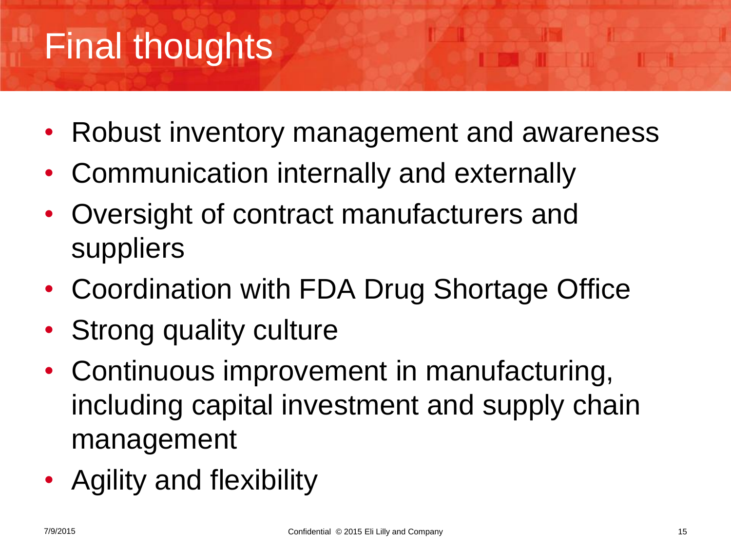# Final thoughts

- Robust inventory management and awareness
- Communication internally and externally
- Oversight of contract manufacturers and suppliers
- Coordination with FDA Drug Shortage Office
- Strong quality culture
- Continuous improvement in manufacturing, including capital investment and supply chain management
- Agility and flexibility